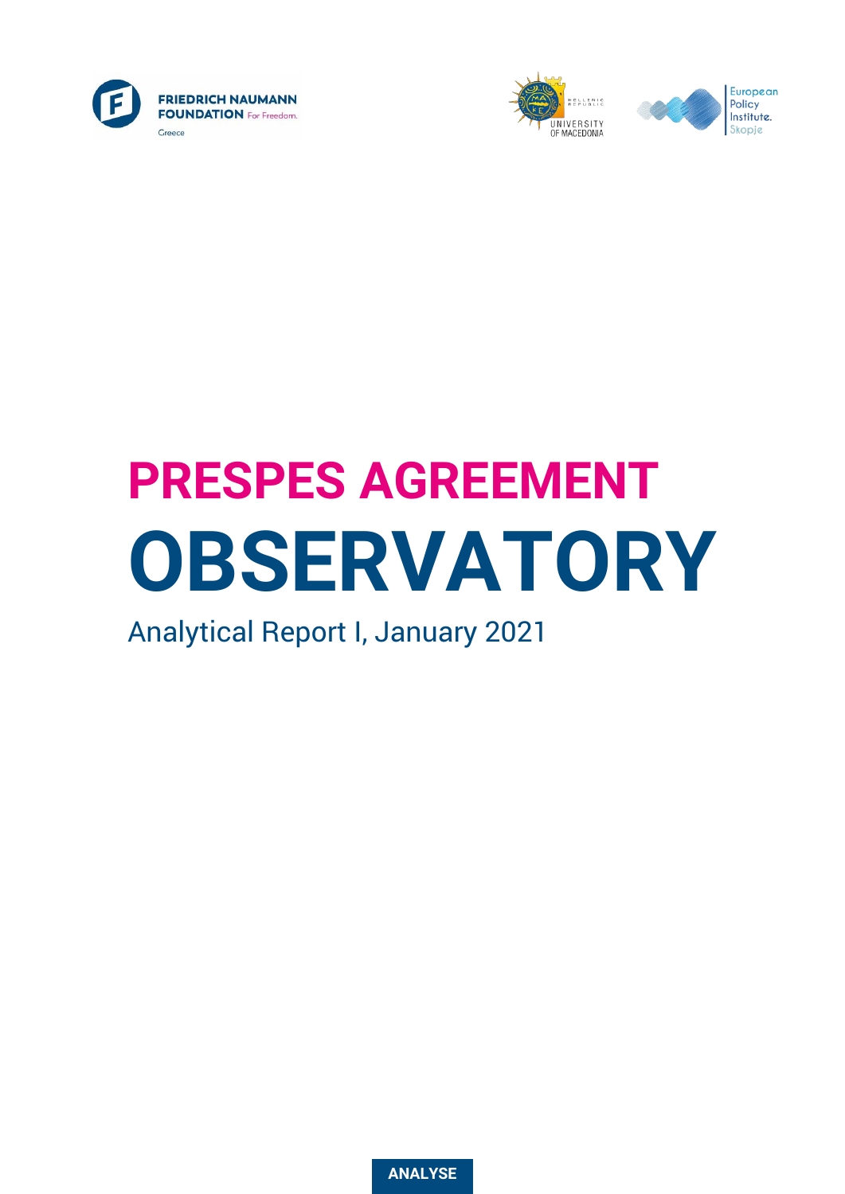FRIEDRICH NAUMANN FOUNDATION For Freedom.
Greece

HELLENIC REPUBLIC
UNIVERSITY OF MACEDONIA

European Policy Institute. Skopje

# PRESPES AGREEMENT OBSERVATORY

Analytical Report I, January 2021

ANALYSE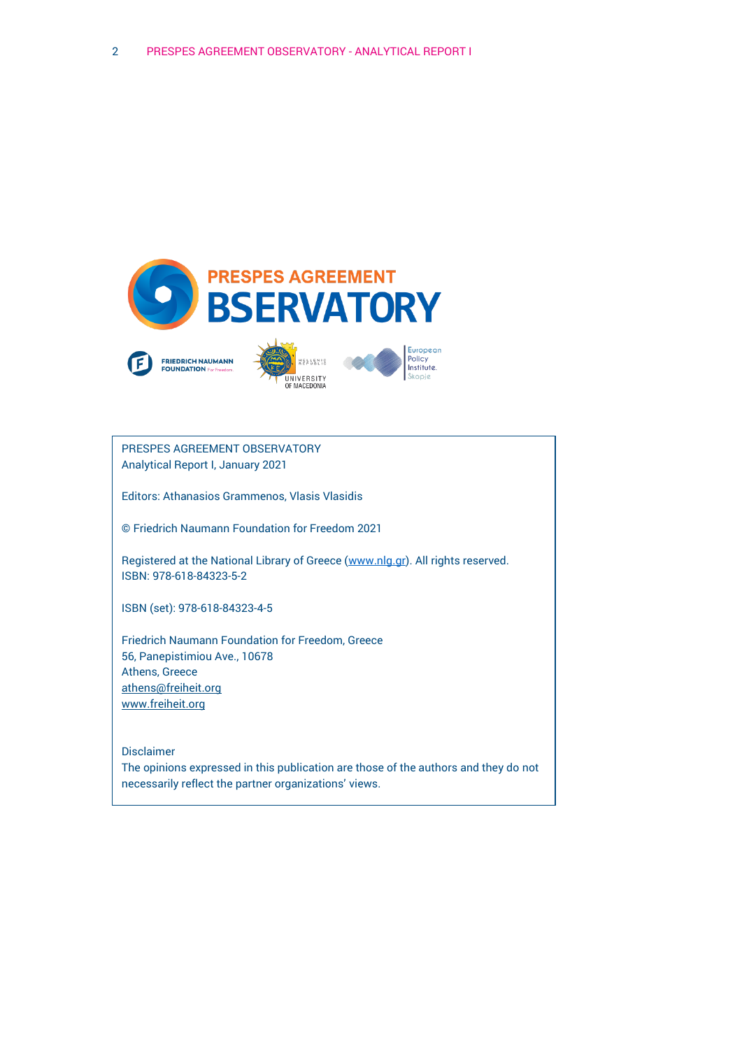PRESPES AGREEMENT OBSERVATORY
Analytical Report I, January 2021

Editors: Athanasios Grammenos, Vlasis Vlasidis

© Friedrich Naumann Foundation for Freedom 2021

Registered at the National Library of Greece (www.nlg.gr). All rights reserved.
ISBN: 978-618-84323-5-2

ISBN (set): 978-618-84323-4-5

Friedrich Naumann Foundation for Freedom, Greece
56, Panepistimiou Ave., 10678
Athens, Greece
athens@freiheit.org
www.freiheit.org

Disclaimer
The opinions expressed in this publication are those of the authors and they do not necessarily reflect the partner organizations' views.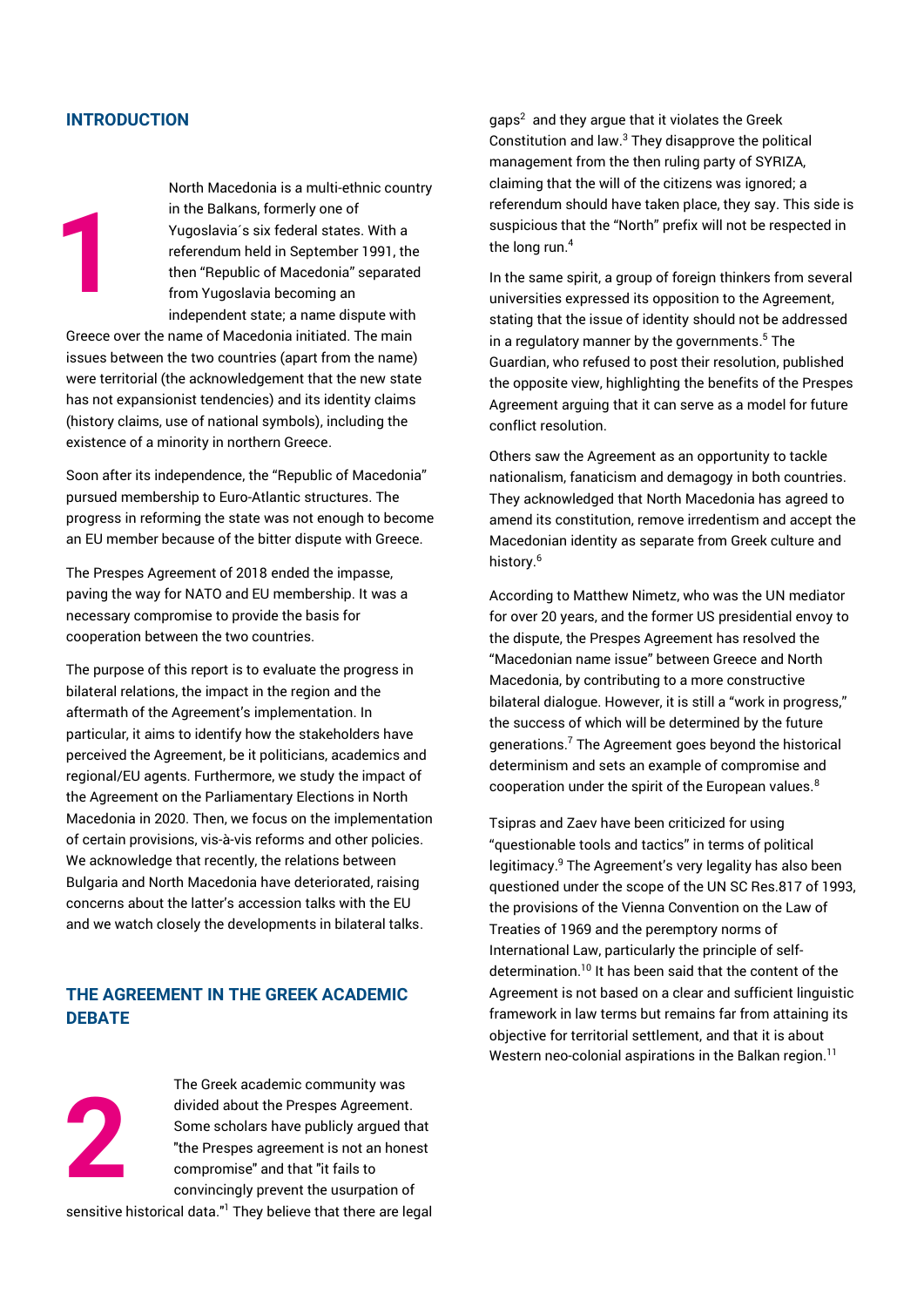## INTRODUCTION

1 North Macedonia is a multi-ethnic country in the Balkans, formerly one of Yugoslavia´s six federal states. With a referendum held in September 1991, the then "Republic of Macedonia" separated from Yugoslavia becoming an independent state; a name dispute with Greece over the name of Macedonia initiated. The main issues between the two countries (apart from the name) were territorial (the acknowledgement that the new state has not expansionist tendencies) and its identity claims (history claims, use of national symbols), including the existence of a minority in northern Greece.

Soon after its independence, the "Republic of Macedonia" pursued membership to Euro-Atlantic structures. The progress in reforming the state was not enough to become an EU member because of the bitter dispute with Greece.

The Prespes Agreement of 2018 ended the impasse, paving the way for NATO and EU membership. It was a necessary compromise to provide the basis for cooperation between the two countries.

The purpose of this report is to evaluate the progress in bilateral relations, the impact in the region and the aftermath of the Agreement's implementation. In particular, it aims to identify how the stakeholders have perceived the Agreement, be it politicians, academics and regional/EU agents. Furthermore, we study the impact of the Agreement on the Parliamentary Elections in North Macedonia in 2020. Then, we focus on the implementation of certain provisions, vis-à-vis reforms and other policies. We acknowledge that recently, the relations between Bulgaria and North Macedonia have deteriorated, raising concerns about the latter's accession talks with the EU and we watch closely the developments in bilateral talks.

## THE AGREEMENT IN THE GREEK ACADEMIC DEBATE

2 The Greek academic community was divided about the Prespes Agreement. Some scholars have publicly argued that "the Prespes agreement is not an honest compromise" and that "it fails to convincingly prevent the usurpation of sensitive historical data."[1] They believe that there are legal gaps[2] and they argue that it violates the Greek Constitution and law.[3] They disapprove the political management from the then ruling party of SYRIZA, claiming that the will of the citizens was ignored; a referendum should have taken place, they say. This side is suspicious that the "North" prefix will not be respected in the long run.[4]

In the same spirit, a group of foreign thinkers from several universities expressed its opposition to the Agreement, stating that the issue of identity should not be addressed in a regulatory manner by the governments.[5] The Guardian, who refused to post their resolution, published the opposite view, highlighting the benefits of the Prespes Agreement arguing that it can serve as a model for future conflict resolution.

Others saw the Agreement as an opportunity to tackle nationalism, fanaticism and demagogy in both countries. They acknowledged that North Macedonia has agreed to amend its constitution, remove irredentism and accept the Macedonian identity as separate from Greek culture and history.[6]

According to Matthew Nimetz, who was the UN mediator for over 20 years, and the former US presidential envoy to the dispute, the Prespes Agreement has resolved the "Macedonian name issue" between Greece and North Macedonia, by contributing to a more constructive bilateral dialogue. However, it is still a "work in progress," the success of which will be determined by the future generations.[7] The Agreement goes beyond the historical determinism and sets an example of compromise and cooperation under the spirit of the European values.[8]

Tsipras and Zaev have been criticized for using "questionable tools and tactics" in terms of political legitimacy.[9] The Agreement's very legality has also been questioned under the scope of the UN SC Res.817 of 1993, the provisions of the Vienna Convention on the Law of Treaties of 1969 and the peremptory norms of International Law, particularly the principle of self-determination.[10] It has been said that the content of the Agreement is not based on a clear and sufficient linguistic framework in law terms but remains far from attaining its objective for territorial settlement, and that it is about Western neo-colonial aspirations in the Balkan region.[11]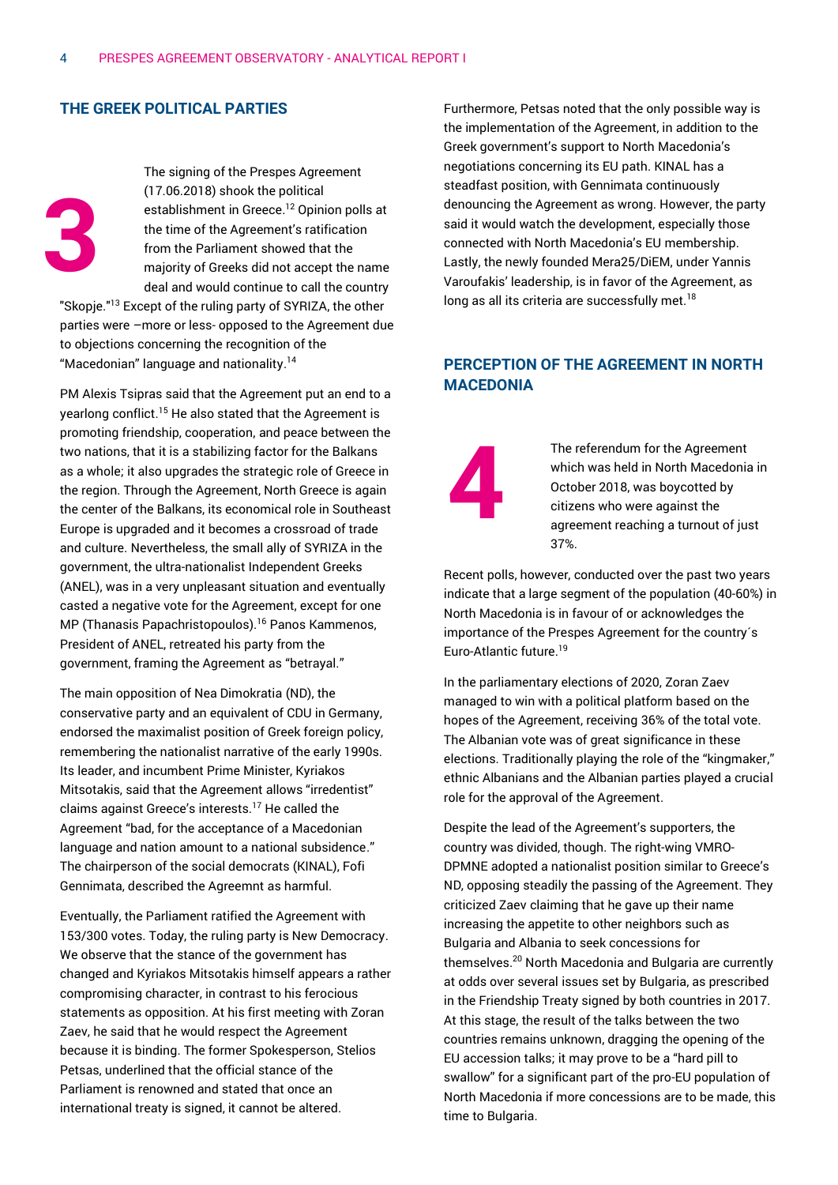## THE GREEK POLITICAL PARTIES

3

The signing of the Prespes Agreement (17.06.2018) shook the political establishment in Greece.[12] Opinion polls at the time of the Agreement's ratification from the Parliament showed that the majority of Greeks did not accept the name deal and would continue to call the country "Skopje."[13] Except of the ruling party of SYRIZA, the other parties were –more or less- opposed to the Agreement due to objections concerning the recognition of the "Macedonian" language and nationality.[14]

PM Alexis Tsipras said that the Agreement put an end to a yearlong conflict.[15] He also stated that the Agreement is promoting friendship, cooperation, and peace between the two nations, that it is a stabilizing factor for the Balkans as a whole; it also upgrades the strategic role of Greece in the region. Through the Agreement, North Greece is again the center of the Balkans, its economical role in Southeast Europe is upgraded and it becomes a crossroad of trade and culture. Nevertheless, the small ally of SYRIZA in the government, the ultra-nationalist Independent Greeks (ANEL), was in a very unpleasant situation and eventually casted a negative vote for the Agreement, except for one MP (Thanasis Papachristopoulos).[16] Panos Kammenos, President of ANEL, retreated his party from the government, framing the Agreement as "betrayal."

The main opposition of Nea Dimokratia (ND), the conservative party and an equivalent of CDU in Germany, endorsed the maximalist position of Greek foreign policy, remembering the nationalist narrative of the early 1990s. Its leader, and incumbent Prime Minister, Kyriakos Mitsotakis, said that the Agreement allows "irredentist" claims against Greece's interests.[17] He called the Agreement "bad, for the acceptance of a Macedonian language and nation amount to a national subsidence." The chairperson of the social democrats (KINAL), Fofi Gennimata, described the Agreemnt as harmful.

Eventually, the Parliament ratified the Agreement with 153/300 votes. Today, the ruling party is New Democracy. We observe that the stance of the government has changed and Kyriakos Mitsotakis himself appears a rather compromising character, in contrast to his ferocious statements as opposition. At his first meeting with Zoran Zaev, he said that he would respect the Agreement because it is binding. The former Spokesperson, Stelios Petsas, underlined that the official stance of the Parliament is renowned and stated that once an international treaty is signed, it cannot be altered.

Furthermore, Petsas noted that the only possible way is the implementation of the Agreement, in addition to the Greek government's support to North Macedonia's negotiations concerning its EU path. KINAL has a steadfast position, with Gennimata continuously denouncing the Agreement as wrong. However, the party said it would watch the development, especially those connected with North Macedonia's EU membership. Lastly, the newly founded Mera25/DiEM, under Yannis Varoufakis' leadership, is in favor of the Agreement, as long as all its criteria are successfully met.[18]

## PERCEPTION OF THE AGREEMENT IN NORTH MACEDONIA

4

The referendum for the Agreement which was held in North Macedonia in October 2018, was boycotted by citizens who were against the agreement reaching a turnout of just 37%.

Recent polls, however, conducted over the past two years indicate that a large segment of the population (40-60%) in North Macedonia is in favour of or acknowledges the importance of the Prespes Agreement for the country´s Euro-Atlantic future.[19]

In the parliamentary elections of 2020, Zoran Zaev managed to win with a political platform based on the hopes of the Agreement, receiving 36% of the total vote. The Albanian vote was of great significance in these elections. Traditionally playing the role of the "kingmaker," ethnic Albanians and the Albanian parties played a crucial role for the approval of the Agreement.

Despite the lead of the Agreement's supporters, the country was divided, though. The right-wing VMRO-DPMNE adopted a nationalist position similar to Greece's ND, opposing steadily the passing of the Agreement. They criticized Zaev claiming that he gave up their name increasing the appetite to other neighbors such as Bulgaria and Albania to seek concessions for themselves.[20] North Macedonia and Bulgaria are currently at odds over several issues set by Bulgaria, as prescribed in the Friendship Treaty signed by both countries in 2017. At this stage, the result of the talks between the two countries remains unknown, dragging the opening of the EU accession talks; it may prove to be a "hard pill to swallow" for a significant part of the pro-EU population of North Macedonia if more concessions are to be made, this time to Bulgaria.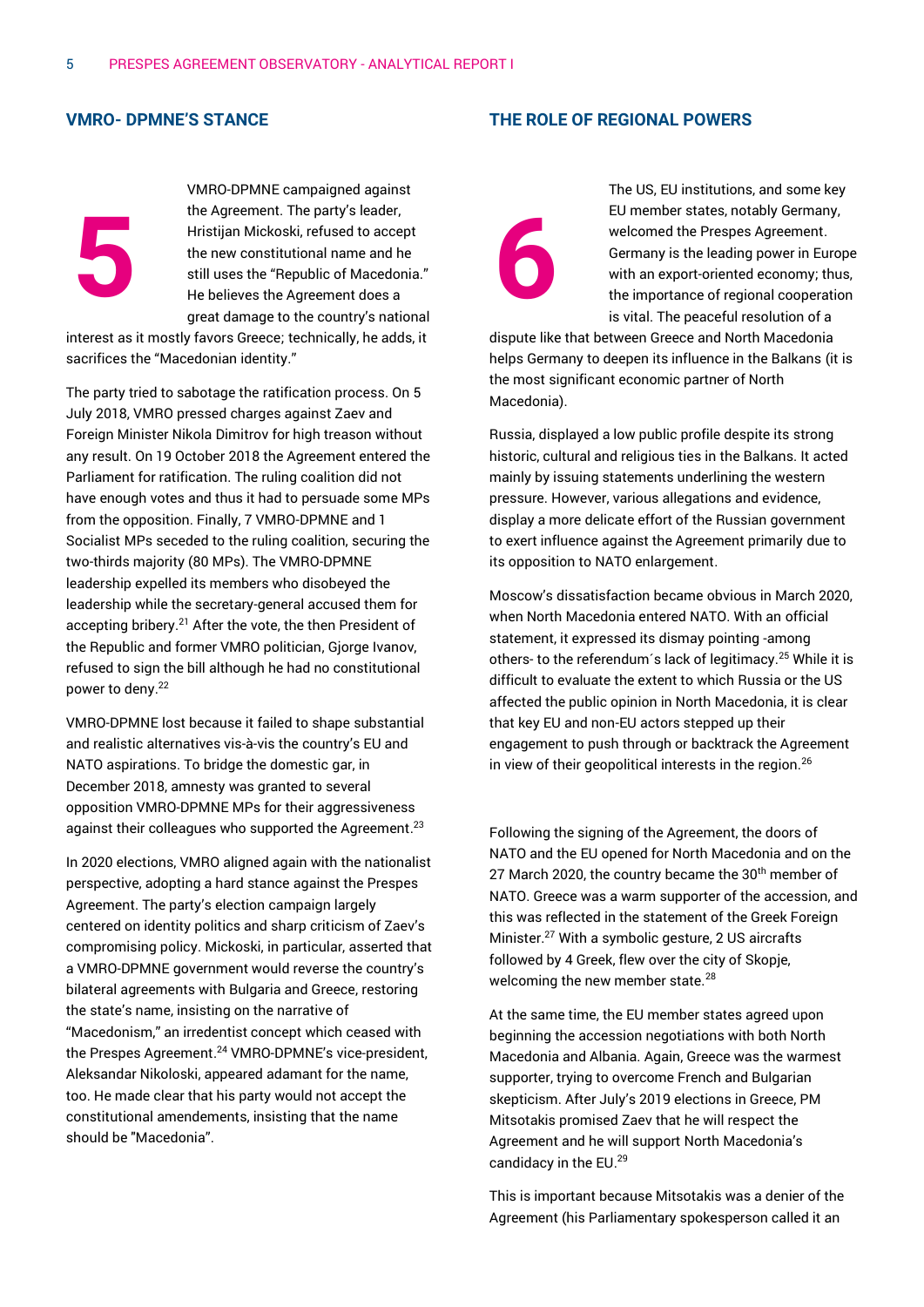## VMRO- DPMNE'S STANCE

**5**

VMRO-DPMNE campaigned against the Agreement. The party's leader, Hristijan Mickoski, refused to accept the new constitutional name and he still uses the "Republic of Macedonia." He believes the Agreement does a great damage to the country's national interest as it mostly favors Greece; technically, he adds, it sacrifices the "Macedonian identity."

The party tried to sabotage the ratification process. On 5 July 2018, VMRO pressed charges against Zaev and Foreign Minister Nikola Dimitrov for high treason without any result. On 19 October 2018 the Agreement entered the Parliament for ratification. The ruling coalition did not have enough votes and thus it had to persuade some MPs from the opposition. Finally, 7 VMRO-DPMNE and 1 Socialist MPs seceded to the ruling coalition, securing the two-thirds majority (80 MPs). The VMRO-DPMNE leadership expelled its members who disobeyed the leadership while the secretary-general accused them for accepting bribery.[21] After the vote, the then President of the Republic and former VMRO politician, Gjorge Ivanov, refused to sign the bill although he had no constitutional power to deny.[22]

VMRO-DPMNE lost because it failed to shape substantial and realistic alternatives vis-à-vis the country's EU and NATO aspirations. To bridge the domestic gar, in December 2018, amnesty was granted to several opposition VMRO-DPMNE MPs for their aggressiveness against their colleagues who supported the Agreement.[23]

In 2020 elections, VMRO aligned again with the nationalist perspective, adopting a hard stance against the Prespes Agreement. The party's election campaign largely centered on identity politics and sharp criticism of Zaev's compromising policy. Mickoski, in particular, asserted that a VMRO-DPMNE government would reverse the country's bilateral agreements with Bulgaria and Greece, restoring the state's name, insisting on the narrative of "Macedonism," an irredentist concept which ceased with the Prespes Agreement.[24] VMRO-DPMNE's vice-president, Aleksandar Nikoloski, appeared adamant for the name, too. He made clear that his party would not accept the constitutional amendements, insisting that the name should be "Macedonia".

## THE ROLE OF REGIONAL POWERS

**6**

The US, EU institutions, and some key EU member states, notably Germany, welcomed the Prespes Agreement. Germany is the leading power in Europe with an export-oriented economy; thus, the importance of regional cooperation is vital. The peaceful resolution of a dispute like that between Greece and North Macedonia helps Germany to deepen its influence in the Balkans (it is the most significant economic partner of North Macedonia).

Russia, displayed a low public profile despite its strong historic, cultural and religious ties in the Balkans. It acted mainly by issuing statements underlining the western pressure. However, various allegations and evidence, display a more delicate effort of the Russian government to exert influence against the Agreement primarily due to its opposition to NATO enlargement.

Moscow's dissatisfaction became obvious in March 2020, when North Macedonia entered NATO. With an official statement, it expressed its dismay pointing -among others- to the referendum´s lack of legitimacy.[25] While it is difficult to evaluate the extent to which Russia or the US affected the public opinion in North Macedonia, it is clear that key EU and non-EU actors stepped up their engagement to push through or backtrack the Agreement in view of their geopolitical interests in the region.[26]

Following the signing of the Agreement, the doors of NATO and the EU opened for North Macedonia and on the 27 March 2020, the country became the 30th member of NATO. Greece was a warm supporter of the accession, and this was reflected in the statement of the Greek Foreign Minister.[27] With a symbolic gesture, 2 US aircrafts followed by 4 Greek, flew over the city of Skopje, welcoming the new member state.[28]

At the same time, the EU member states agreed upon beginning the accession negotiations with both North Macedonia and Albania. Again, Greece was the warmest supporter, trying to overcome French and Bulgarian skepticism. After July's 2019 elections in Greece, PM Mitsotakis promised Zaev that he will respect the Agreement and he will support North Macedonia's candidacy in the EU.[29]

This is important because Mitsotakis was a denier of the Agreement (his Parliamentary spokesperson called it an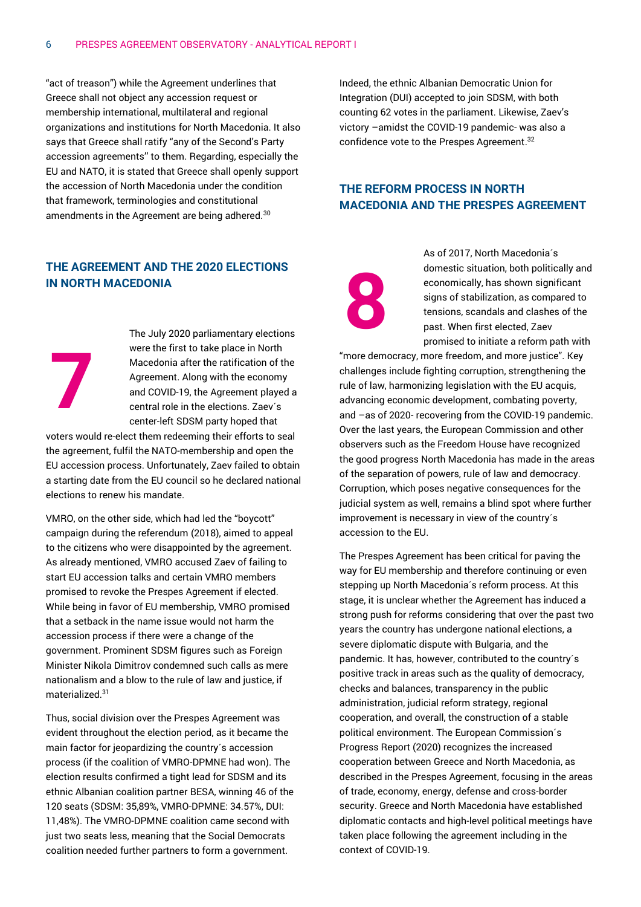"act of treason") while the Agreement underlines that Greece shall not object any accession request or membership international, multilateral and regional organizations and institutions for North Macedonia. It also says that Greece shall ratify "any of the Second's Party accession agreements" to them. Regarding, especially the EU and NATO, it is stated that Greece shall openly support the accession of North Macedonia under the condition that framework, terminologies and constitutional amendments in the Agreement are being adhered.[30]

## THE AGREEMENT AND THE 2020 ELECTIONS IN NORTH MACEDONIA

7

The July 2020 parliamentary elections were the first to take place in North Macedonia after the ratification of the Agreement. Along with the economy and COVID-19, the Agreement played a central role in the elections. Zaev´s center-left SDSM party hoped that voters would re-elect them redeeming their efforts to seal the agreement, fulfil the NATO-membership and open the EU accession process. Unfortunately, Zaev failed to obtain a starting date from the EU council so he declared national elections to renew his mandate.

VMRO, on the other side, which had led the "boycott" campaign during the referendum (2018), aimed to appeal to the citizens who were disappointed by the agreement. As already mentioned, VMRO accused Zaev of failing to start EU accession talks and certain VMRO members promised to revoke the Prespes Agreement if elected. While being in favor of EU membership, VMRO promised that a setback in the name issue would not harm the accession process if there were a change of the government. Prominent SDSM figures such as Foreign Minister Nikola Dimitrov condemned such calls as mere nationalism and a blow to the rule of law and justice, if materialized.[31]

Thus, social division over the Prespes Agreement was evident throughout the election period, as it became the main factor for jeopardizing the country´s accession process (if the coalition of VMRO-DPMNE had won). The election results confirmed a tight lead for SDSM and its ethnic Albanian coalition partner BESA, winning 46 of the 120 seats (SDSM: 35,89%, VMRO-DPMNE: 34.57%, DUI: 11,48%). The VMRO-DPMNE coalition came second with just two seats less, meaning that the Social Democrats coalition needed further partners to form a government. Indeed, the ethnic Albanian Democratic Union for Integration (DUI) accepted to join SDSM, with both counting 62 votes in the parliament. Likewise, Zaev's victory –amidst the COVID-19 pandemic- was also a confidence vote to the Prespes Agreement.[32]

## THE REFORM PROCESS IN NORTH MACEDONIA AND THE PRESPES AGREEMENT

8

As of 2017, North Macedonia´s domestic situation, both politically and economically, has shown significant signs of stabilization, as compared to tensions, scandals and clashes of the past. When first elected, Zaev promised to initiate a reform path with "more democracy, more freedom, and more justice". Key challenges include fighting corruption, strengthening the rule of law, harmonizing legislation with the EU acquis, advancing economic development, combating poverty, and –as of 2020- recovering from the COVID-19 pandemic. Over the last years, the European Commission and other observers such as the Freedom House have recognized the good progress North Macedonia has made in the areas of the separation of powers, rule of law and democracy. Corruption, which poses negative consequences for the judicial system as well, remains a blind spot where further improvement is necessary in view of the country´s accession to the EU.

The Prespes Agreement has been critical for paving the way for EU membership and therefore continuing or even stepping up North Macedonia´s reform process. At this stage, it is unclear whether the Agreement has induced a strong push for reforms considering that over the past two years the country has undergone national elections, a severe diplomatic dispute with Bulgaria, and the pandemic. It has, however, contributed to the country´s positive track in areas such as the quality of democracy, checks and balances, transparency in the public administration, judicial reform strategy, regional cooperation, and overall, the construction of a stable political environment. The European Commission´s Progress Report (2020) recognizes the increased cooperation between Greece and North Macedonia, as described in the Prespes Agreement, focusing in the areas of trade, economy, energy, defense and cross-border security. Greece and North Macedonia have established diplomatic contacts and high-level political meetings have taken place following the agreement including in the context of COVID-19.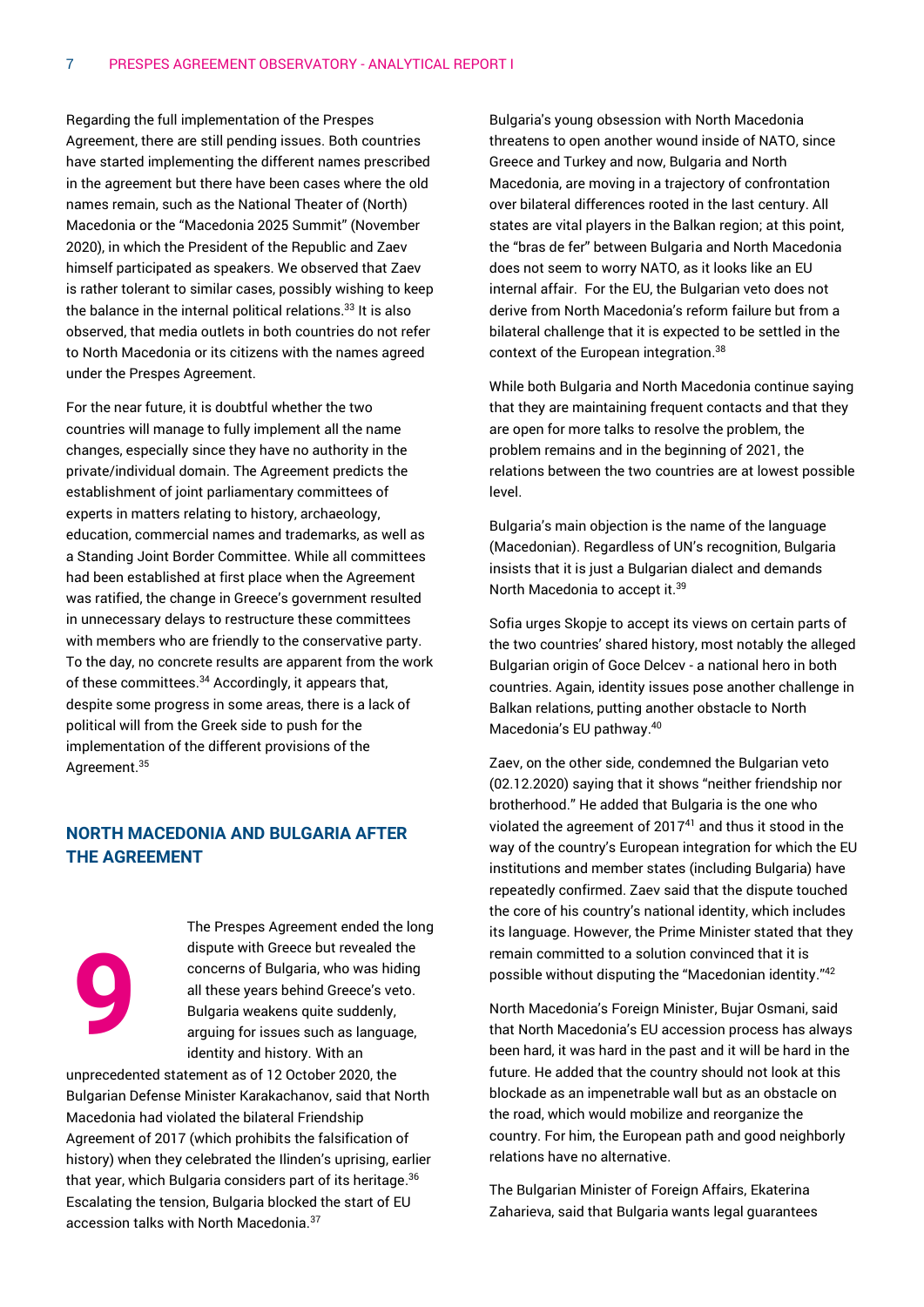Regarding the full implementation of the Prespes Agreement, there are still pending issues. Both countries have started implementing the different names prescribed in the agreement but there have been cases where the old names remain, such as the National Theater of (North) Macedonia or the "Macedonia 2025 Summit" (November 2020), in which the President of the Republic and Zaev himself participated as speakers. We observed that Zaev is rather tolerant to similar cases, possibly wishing to keep the balance in the internal political relations.[33] It is also observed, that media outlets in both countries do not refer to North Macedonia or its citizens with the names agreed under the Prespes Agreement.

For the near future, it is doubtful whether the two countries will manage to fully implement all the name changes, especially since they have no authority in the private/individual domain. The Agreement predicts the establishment of joint parliamentary committees of experts in matters relating to history, archaeology, education, commercial names and trademarks, as well as a Standing Joint Border Committee. While all committees had been established at first place when the Agreement was ratified, the change in Greece's government resulted in unnecessary delays to restructure these committees with members who are friendly to the conservative party. To the day, no concrete results are apparent from the work of these committees.[34] Accordingly, it appears that, despite some progress in some areas, there is a lack of political will from the Greek side to push for the implementation of the different provisions of the Agreement.[35]

## NORTH MACEDONIA AND BULGARIA AFTER THE AGREEMENT

9

The Prespes Agreement ended the long dispute with Greece but revealed the concerns of Bulgaria, who was hiding all these years behind Greece's veto. Bulgaria weakens quite suddenly, arguing for issues such as language, identity and history. With an unprecedented statement as of 12 October 2020, the Bulgarian Defense Minister Karakachanov, said that North Macedonia had violated the bilateral Friendship Agreement of 2017 (which prohibits the falsification of history) when they celebrated the Ilinden's uprising, earlier that year, which Bulgaria considers part of its heritage.[36] Escalating the tension, Bulgaria blocked the start of EU accession talks with North Macedonia.[37]

Bulgaria's young obsession with North Macedonia threatens to open another wound inside of NATO, since Greece and Turkey and now, Bulgaria and North Macedonia, are moving in a trajectory of confrontation over bilateral differences rooted in the last century. All states are vital players in the Balkan region; at this point, the "bras de fer" between Bulgaria and North Macedonia does not seem to worry NATO, as it looks like an EU internal affair. For the EU, the Bulgarian veto does not derive from North Macedonia's reform failure but from a bilateral challenge that it is expected to be settled in the context of the European integration.[38]

While both Bulgaria and North Macedonia continue saying that they are maintaining frequent contacts and that they are open for more talks to resolve the problem, the problem remains and in the beginning of 2021, the relations between the two countries are at lowest possible level.

Bulgaria's main objection is the name of the language (Macedonian). Regardless of UN's recognition, Bulgaria insists that it is just a Bulgarian dialect and demands North Macedonia to accept it.[39]

Sofia urges Skopje to accept its views on certain parts of the two countries' shared history, most notably the alleged Bulgarian origin of Goce Delcev - a national hero in both countries. Again, identity issues pose another challenge in Balkan relations, putting another obstacle to North Macedonia's EU pathway.[40]

Zaev, on the other side, condemned the Bulgarian veto (02.12.2020) saying that it shows "neither friendship nor brotherhood." He added that Bulgaria is the one who violated the agreement of 2017[41] and thus it stood in the way of the country's European integration for which the EU institutions and member states (including Bulgaria) have repeatedly confirmed. Zaev said that the dispute touched the core of his country's national identity, which includes its language. However, the Prime Minister stated that they remain committed to a solution convinced that it is possible without disputing the "Macedonian identity."[42]

North Macedonia's Foreign Minister, Bujar Osmani, said that North Macedonia's EU accession process has always been hard, it was hard in the past and it will be hard in the future. He added that the country should not look at this blockade as an impenetrable wall but as an obstacle on the road, which would mobilize and reorganize the country. For him, the European path and good neighborly relations have no alternative.

The Bulgarian Minister of Foreign Affairs, Ekaterina Zaharieva, said that Bulgaria wants legal guarantees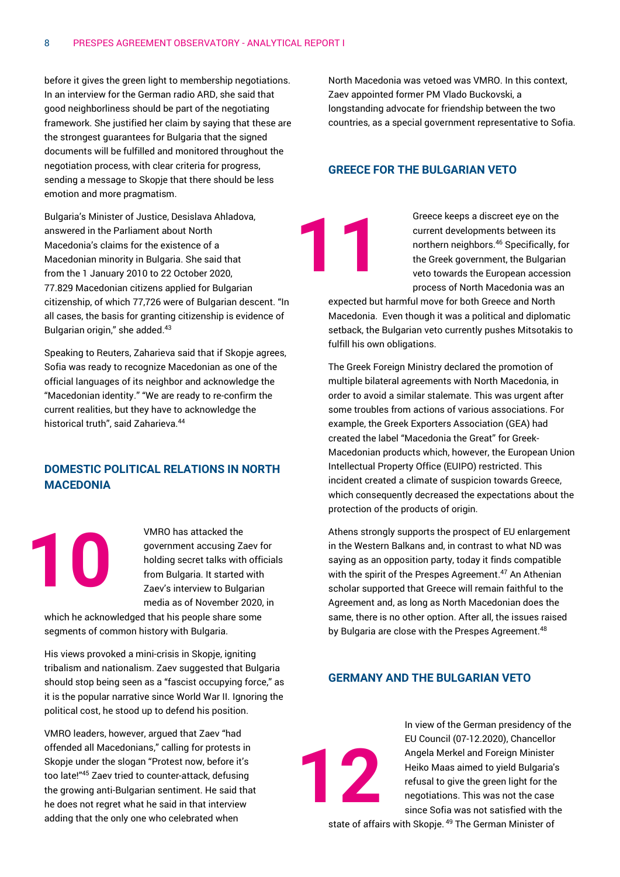before it gives the green light to membership negotiations. In an interview for the German radio ARD, she said that good neighborliness should be part of the negotiating framework. She justified her claim by saying that these are the strongest guarantees for Bulgaria that the signed documents will be fulfilled and monitored throughout the negotiation process, with clear criteria for progress, sending a message to Skopje that there should be less emotion and more pragmatism.

Bulgaria's Minister of Justice, Desislava Ahladova, answered in the Parliament about North Macedonia's claims for the existence of a Macedonian minority in Bulgaria. She said that from the 1 January 2010 to 22 October 2020, 77.829 Macedonian citizens applied for Bulgarian citizenship, of which 77,726 were of Bulgarian descent. "In all cases, the basis for granting citizenship is evidence of Bulgarian origin," she added.[43]

Speaking to Reuters, Zaharieva said that if Skopje agrees, Sofia was ready to recognize Macedonian as one of the official languages of its neighbor and acknowledge the "Macedonian identity." "We are ready to re-confirm the current realities, but they have to acknowledge the historical truth", said Zaharieva.[44]

## DOMESTIC POLITICAL RELATIONS IN NORTH MACEDONIA

**10**

VMRO has attacked the government accusing Zaev for holding secret talks with officials from Bulgaria. It started with Zaev's interview to Bulgarian media as of November 2020, in which he acknowledged that his people share some segments of common history with Bulgaria.

His views provoked a mini-crisis in Skopje, igniting tribalism and nationalism. Zaev suggested that Bulgaria should stop being seen as a "fascist occupying force," as it is the popular narrative since World War II. Ignoring the political cost, he stood up to defend his position.

VMRO leaders, however, argued that Zaev "had offended all Macedonians," calling for protests in Skopje under the slogan "Protest now, before it's too late!"[45] Zaev tried to counter-attack, defusing the growing anti-Bulgarian sentiment. He said that he does not regret what he said in that interview adding that the only one who celebrated when North Macedonia was vetoed was VMRO. In this context, Zaev appointed former PM Vlado Buckovski, a longstanding advocate for friendship between the two countries, as a special government representative to Sofia.

## GREECE FOR THE BULGARIAN VETO

**11**

Greece keeps a discreet eye on the current developments between its northern neighbors.[46] Specifically, for the Greek government, the Bulgarian veto towards the European accession process of North Macedonia was an expected but harmful move for both Greece and North Macedonia. Even though it was a political and diplomatic setback, the Bulgarian veto currently pushes Mitsotakis to fulfill his own obligations.

The Greek Foreign Ministry declared the promotion of multiple bilateral agreements with North Macedonia, in order to avoid a similar stalemate. This was urgent after some troubles from actions of various associations. For example, the Greek Exporters Association (GEA) had created the label "Macedonia the Great" for Greek-Macedonian products which, however, the European Union Intellectual Property Office (EUIPO) restricted. This incident created a climate of suspicion towards Greece, which consequently decreased the expectations about the protection of the products of origin.

Athens strongly supports the prospect of EU enlargement in the Western Balkans and, in contrast to what ND was saying as an opposition party, today it finds compatible with the spirit of the Prespes Agreement.[47] An Athenian scholar supported that Greece will remain faithful to the Agreement and, as long as North Macedonian does the same, there is no other option. After all, the issues raised by Bulgaria are close with the Prespes Agreement.[48]

## GERMANY AND THE BULGARIAN VETO

**12**

In view of the German presidency of the EU Council (07-12.2020), Chancellor Angela Merkel and Foreign Minister Heiko Maas aimed to yield Bulgaria's refusal to give the green light for the negotiations. This was not the case since Sofia was not satisfied with the state of affairs with Skopje. [49] The German Minister of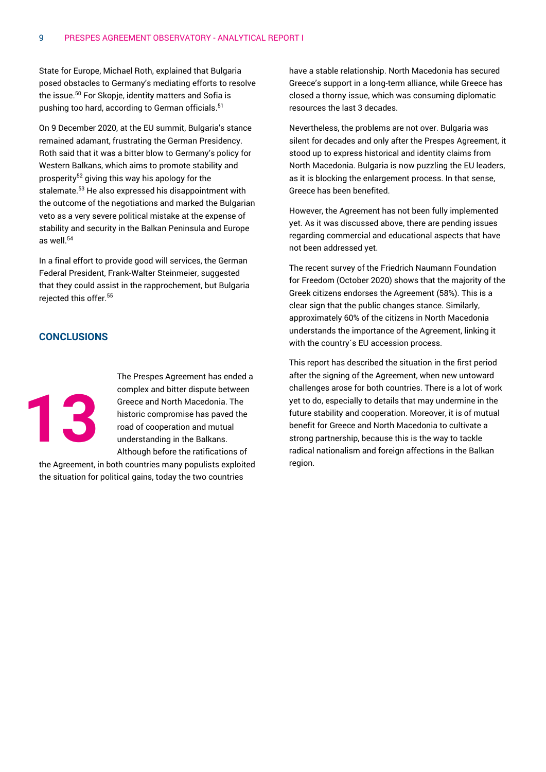State for Europe, Michael Roth, explained that Bulgaria posed obstacles to Germany's mediating efforts to resolve the issue.[50] For Skopje, identity matters and Sofia is pushing too hard, according to German officials.[51]

On 9 December 2020, at the EU summit, Bulgaria's stance remained adamant, frustrating the German Presidency. Roth said that it was a bitter blow to Germany's policy for Western Balkans, which aims to promote stability and prosperity[52] giving this way his apology for the stalemate.[53] He also expressed his disappointment with the outcome of the negotiations and marked the Bulgarian veto as a very severe political mistake at the expense of stability and security in the Balkan Peninsula and Europe as well.[54]

In a final effort to provide good will services, the German Federal President, Frank-Walter Steinmeier, suggested that they could assist in the rapprochement, but Bulgaria rejected this offer.[55]

## CONCLUSIONS

**13**

The Prespes Agreement has ended a complex and bitter dispute between Greece and North Macedonia. The historic compromise has paved the road of cooperation and mutual understanding in the Balkans. Although before the ratifications of the Agreement, in both countries many populists exploited the situation for political gains, today the two countries have a stable relationship. North Macedonia has secured Greece's support in a long-term alliance, while Greece has closed a thorny issue, which was consuming diplomatic resources the last 3 decades.

Nevertheless, the problems are not over. Bulgaria was silent for decades and only after the Prespes Agreement, it stood up to express historical and identity claims from North Macedonia. Bulgaria is now puzzling the EU leaders, as it is blocking the enlargement process. In that sense, Greece has been benefited.

However, the Agreement has not been fully implemented yet. As it was discussed above, there are pending issues regarding commercial and educational aspects that have not been addressed yet.

The recent survey of the Friedrich Naumann Foundation for Freedom (October 2020) shows that the majority of the Greek citizens endorses the Agreement (58%). This is a clear sign that the public changes stance. Similarly, approximately 60% of the citizens in North Macedonia understands the importance of the Agreement, linking it with the country´s EU accession process.

This report has described the situation in the first period after the signing of the Agreement, when new untoward challenges arose for both countries. There is a lot of work yet to do, especially to details that may undermine in the future stability and cooperation. Moreover, it is of mutual benefit for Greece and North Macedonia to cultivate a strong partnership, because this is the way to tackle radical nationalism and foreign affections in the Balkan region.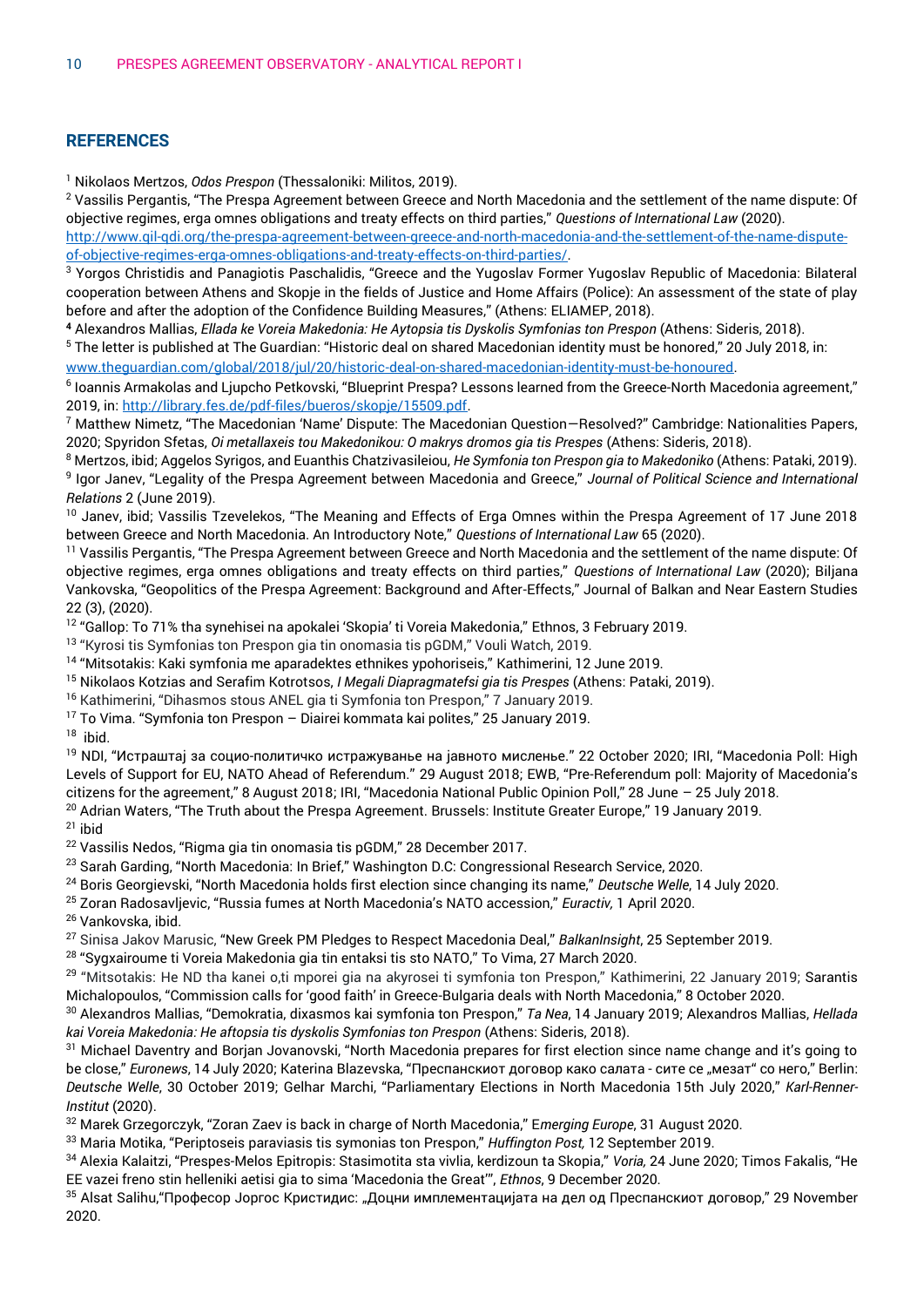## REFERENCES

[1] Nikolaos Mertzos, *Odos Prespon* (Thessaloniki: Militos, 2019).

[2] Vassilis Pergantis, "The Prespa Agreement between Greece and North Macedonia and the settlement of the name dispute: Of objective regimes, erga omnes obligations and treaty effects on third parties," *Questions of International Law* (2020). http://www.qil-qdi.org/the-prespa-agreement-between-greece-and-north-macedonia-and-the-settlement-of-the-name-dispute-of-objective-regimes-erga-omnes-obligations-and-treaty-effects-on-third-parties/.

[3] Yorgos Christidis and Panagiotis Paschalidis, "Greece and the Yugoslav Former Yugoslav Republic of Macedonia: Bilateral cooperation between Athens and Skopje in the fields of Justice and Home Affairs (Police): An assessment of the state of play before and after the adoption of the Confidence Building Measures," (Athens: ELIAMEP, 2018).

[4] Alexandros Mallias, *Ellada ke Voreia Makedonia: He Aytopsia tis Dyskolis Symfonias ton Prespon* (Athens: Sideris, 2018).

[5] The letter is published at The Guardian: "Historic deal on shared Macedonian identity must be honored," 20 July 2018, in: www.theguardian.com/global/2018/jul/20/historic-deal-on-shared-macedonian-identity-must-be-honoured.

[6] Ioannis Armakolas and Ljupcho Petkovski, "Blueprint Prespa? Lessons learned from the Greece-North Macedonia agreement," 2019, in: http://library.fes.de/pdf-files/bueros/skopje/15509.pdf.

[7] Matthew Nimetz, "The Macedonian 'Name' Dispute: The Macedonian Question—Resolved?" Cambridge: Nationalities Papers, 2020; Spyridon Sfetas, *Oi metallaxeis tou Makedonikou: O makrys dromos gia tis Prespes* (Athens: Sideris, 2018).

[8] Mertzos, ibid; Aggelos Syrigos, and Euanthis Chatzivasileiou, *He Symfonia ton Prespon gia to Makedoniko* (Athens: Pataki, 2019).

[9] Igor Janev, "Legality of the Prespa Agreement between Macedonia and Greece," *Journal of Political Science and International Relations* 2 (June 2019).

[10] Janev, ibid; Vassilis Tzevelekos, "The Meaning and Effects of Erga Omnes within the Prespa Agreement of 17 June 2018 between Greece and North Macedonia. An Introductory Note," *Questions of International Law* 65 (2020).

[11] Vassilis Pergantis, "The Prespa Agreement between Greece and North Macedonia and the settlement of the name dispute: Of objective regimes, erga omnes obligations and treaty effects on third parties," *Questions of International Law* (2020); Biljana Vankovska, "Geopolitics of the Prespa Agreement: Background and After-Effects," Journal of Balkan and Near Eastern Studies 22 (3), (2020).

[12] "Gallop: To 71% tha synehisei na apokalei 'Skopia' ti Voreia Makedonia," Ethnos, 3 February 2019.

[13] "Kyrosi tis Symfonias ton Prespon gia tin onomasia tis pGDM," Vouli Watch, 2019.

[14] "Mitsotakis: Kaki symfonia me aparadektes ethnikes ypohoriseis," Kathimerini, 12 June 2019.

[15] Nikolaos Kotzias and Serafim Kotrotsos, *I Megali Diapragmatefsi gia tis Prespes* (Athens: Pataki, 2019).

[16] Kathimerini, "Dihasmos stous ANEL gia ti Symfonia ton Prespon," 7 January 2019.

[17] To Vima. "Symfonia ton Prespon – Diairei kommata kai polites," 25 January 2019.

[18] ibid.

[19] NDI, "Истраштај за социо-политичко истражување на јавното мислење." 22 October 2020; IRI, "Macedonia Poll: High Levels of Support for EU, NATO Ahead of Referendum." 29 August 2018; EWB, "Pre-Referendum poll: Majority of Macedonia's citizens for the agreement," 8 August 2018; IRI, "Macedonia National Public Opinion Poll," 28 June – 25 July 2018.

[20] Adrian Waters, "The Truth about the Prespa Agreement. Brussels: Institute Greater Europe," 19 January 2019.

[21] ibid

[22] Vassilis Nedos, "Rigma gia tin onomasia tis pGDM," 28 December 2017.

[23] Sarah Garding, "North Macedonia: In Brief," Washington D.C: Congressional Research Service, 2020.

[24] Boris Georgievski, "North Macedonia holds first election since changing its name," *Deutsche Welle*, 14 July 2020.

[25] Zoran Radosavljevic, "Russia fumes at North Macedonia's NATO accession," *Euractiv,* 1 April 2020.

[26] Vankovska, ibid.

[27] Sinisa Jakov Marusic, "New Greek PM Pledges to Respect Macedonia Deal," *BalkanInsight*, 25 September 2019.

[28] "Sygxairoume ti Voreia Makedonia gia tin entaksi tis sto NATO," To Vima, 27 March 2020.

[29] "Mitsotakis: He ND tha kanei o,ti mporei gia na akyrosei ti symfonia ton Prespon," Kathimerini, 22 January 2019; Sarantis Michalopoulos, "Commission calls for 'good faith' in Greece-Bulgaria deals with North Macedonia," 8 October 2020.

[30] Alexandros Mallias, "Demokratia, dixasmos kai symfonia ton Prespon," *Ta Nea*, 14 January 2019; Alexandros Mallias, *Hellada kai Voreia Makedonia: He aftopsia tis dyskolis Symfonias ton Prespon* (Athens: Sideris, 2018).

[31] Michael Daventry and Borjan Jovanovski, "North Macedonia prepares for first election since name change and it's going to be close," *Euronews*, 14 July 2020; Katerina Blazevska, "Преспанскиот договор како салата - сите се „мезат" со него," Berlin: *Deutsche Welle*, 30 October 2019; Gelhar Marchi, "Parliamentary Elections in North Macedonia 15th July 2020," *Karl-Renner-Institut* (2020).

[32] Marek Grzegorczyk, "Zoran Zaev is back in charge of North Macedonia," E*merging Europe*, 31 August 2020.

[33] Maria Motika, "Periptoseis paraviasis tis symonias ton Prespon," *Huffington Post,* 12 September 2019.

[34] Alexia Kalaitzi, "Prespes-Melos Epitropis: Stasimotita sta vivlia, kerdizoun ta Skopia," *Voria,* 24 June 2020; Timos Fakalis, "He EE vazei freno stin helleniki aetisi gia to sima 'Macedonia the Great'", *Ethnos*, 9 December 2020.

[35] Alsat Salihu,"Професор Јоргос Кристидис: „Доцни имплементацијата на дел од Преспанскиот договор," 29 November 2020.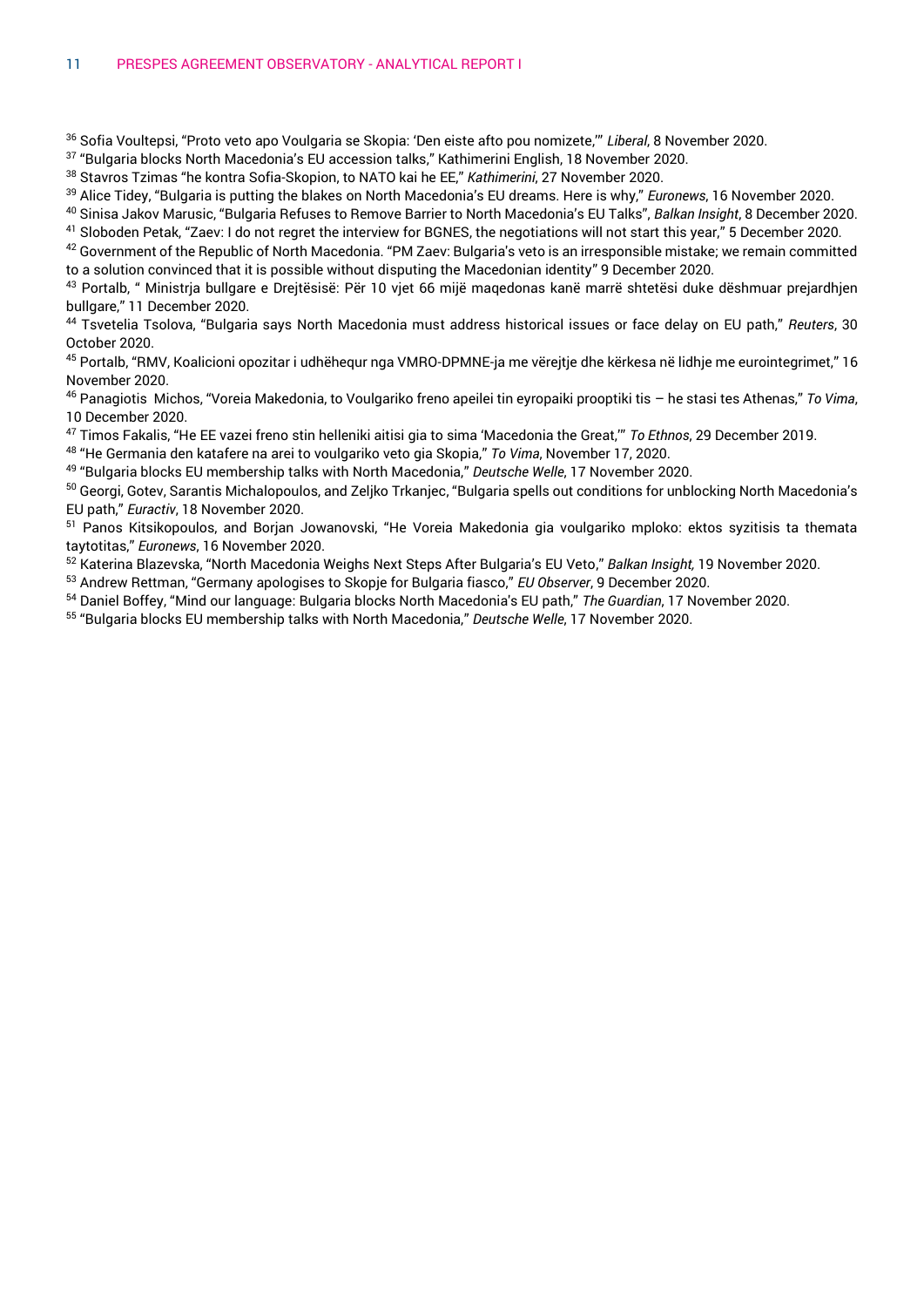[36] Sofia Voultepsi, "Proto veto apo Voulgaria se Skopia: 'Den eiste afto pou nomizete,'" *Liberal*, 8 November 2020.

[37] "Bulgaria blocks North Macedonia's EU accession talks," Kathimerini English, 18 November 2020.

[38] Stavros Tzimas "he kontra Sofia-Skopion, to NATO kai he EE," *Kathimerini*, 27 November 2020.

[39] Alice Tidey, "Bulgaria is putting the blakes on North Macedonia's EU dreams. Here is why," *Euronews*, 16 November 2020.

[40] Sinisa Jakov Marusic, "Bulgaria Refuses to Remove Barrier to North Macedonia's EU Talks", *Balkan Insight*, 8 December 2020.

[41] Sloboden Petak, "Zaev: I do not regret the interview for BGNES, the negotiations will not start this year," 5 December 2020.

[42] Government of the Republic of North Macedonia. "PM Zaev: Bulgaria's veto is an irresponsible mistake; we remain committed to a solution convinced that it is possible without disputing the Macedonian identity" 9 December 2020.

[43] Portalb, " Ministrja bullgare e Drejtësisë: Për 10 vjet 66 mijë maqedonas kanë marrë shtetësi duke dëshmuar prejardhjen bullgare," 11 December 2020.

[44] Tsvetelia Tsolova, "Bulgaria says North Macedonia must address historical issues or face delay on EU path," *Reuters*, 30 October 2020.

[45] Portalb, "RMV, Koalicioni opozitar i udhëhequr nga VMRO-DPMNE-ja me vërejtje dhe kërkesa në lidhje me eurointegrimet," 16 November 2020.

[46] Panagiotis Michos, "Voreia Makedonia, to Voulgariko freno apeilei tin eyropaiki prooptiki tis – he stasi tes Athenas," *To Vima*, 10 December 2020.

[47] Timos Fakalis, "He EE vazei freno stin helleniki aitisi gia to sima 'Macedonia the Great,'" *To Ethnos*, 29 December 2019.

[48] "He Germania den katafere na arei to voulgariko veto gia Skopia," *To Vima*, November 17, 2020.

[49] "Bulgaria blocks EU membership talks with North Macedonia," *Deutsche Welle*, 17 November 2020.

[50] Georgi, Gotev, Sarantis Michalopoulos, and Zeljko Trkanjec, "Bulgaria spells out conditions for unblocking North Macedonia's EU path," *Euractiv*, 18 November 2020.

[51] Panos Kitsikopoulos, and Borjan Jowanovski, "He Voreia Makedonia gia voulgariko mploko: ektos syzitisis ta themata taytotitas," *Euronews*, 16 November 2020.

[52] Katerina Blazevska, "North Macedonia Weighs Next Steps After Bulgaria's EU Veto," *Balkan Insight,* 19 November 2020.

[53] Andrew Rettman, "Germany apologises to Skopje for Bulgaria fiasco," *EU Observer*, 9 December 2020.

[54] Daniel Boffey, "Mind our language: Bulgaria blocks North Macedonia's EU path," *The Guardian*, 17 November 2020.

[55] "Bulgaria blocks EU membership talks with North Macedonia," *Deutsche Welle*, 17 November 2020.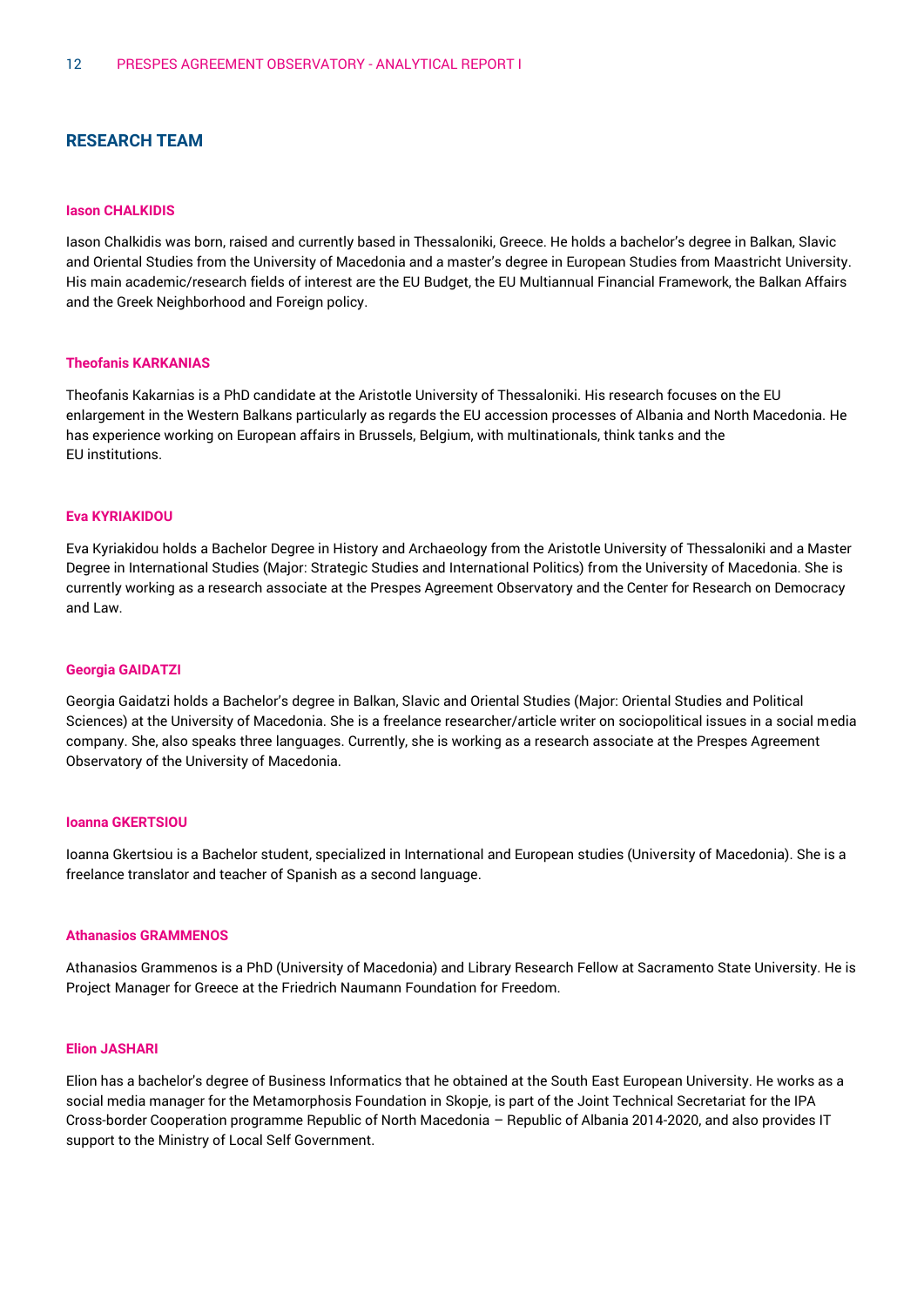## RESEARCH TEAM

### Iason CHALKIDIS

Iason Chalkidis was born, raised and currently based in Thessaloniki, Greece. He holds a bachelor's degree in Balkan, Slavic and Oriental Studies from the University of Macedonia and a master's degree in European Studies from Maastricht University. His main academic/research fields of interest are the EU Budget, the EU Multiannual Financial Framework, the Balkan Affairs and the Greek Neighborhood and Foreign policy.

### Theofanis KARKANIAS

Theofanis Kakarnias is a PhD candidate at the Aristotle University of Thessaloniki. His research focuses on the EU enlargement in the Western Balkans particularly as regards the EU accession processes of Albania and North Macedonia. He has experience working on European affairs in Brussels, Belgium, with multinationals, think tanks and the EU institutions.

### Eva KYRIAKIDOU

Eva Kyriakidou holds a Bachelor Degree in History and Archaeology from the Aristotle University of Thessaloniki and a Master Degree in International Studies (Major: Strategic Studies and International Politics) from the University of Macedonia. She is currently working as a research associate at the Prespes Agreement Observatory and the Center for Research on Democracy and Law.

### Georgia GAIDATZI

Georgia Gaidatzi holds a Bachelor's degree in Balkan, Slavic and Oriental Studies (Major: Oriental Studies and Political Sciences) at the University of Macedonia. She is a freelance researcher/article writer on sociopolitical issues in a social media company. She, also speaks three languages. Currently, she is working as a research associate at the Prespes Agreement Observatory of the University of Macedonia.

### Ioanna GKERTSIOU

Ioanna Gkertsiou is a Bachelor student, specialized in International and European studies (University of Macedonia). She is a freelance translator and teacher of Spanish as a second language.

### Athanasios GRAMMENOS

Athanasios Grammenos is a PhD (University of Macedonia) and Library Research Fellow at Sacramento State University. He is Project Manager for Greece at the Friedrich Naumann Foundation for Freedom.

### Elion JASHARI

Elion has a bachelor's degree of Business Informatics that he obtained at the South East European University. He works as a social media manager for the Metamorphosis Foundation in Skopje, is part of the Joint Technical Secretariat for the IPA Cross-border Cooperation programme Republic of North Macedonia – Republic of Albania 2014-2020, and also provides IT support to the Ministry of Local Self Government.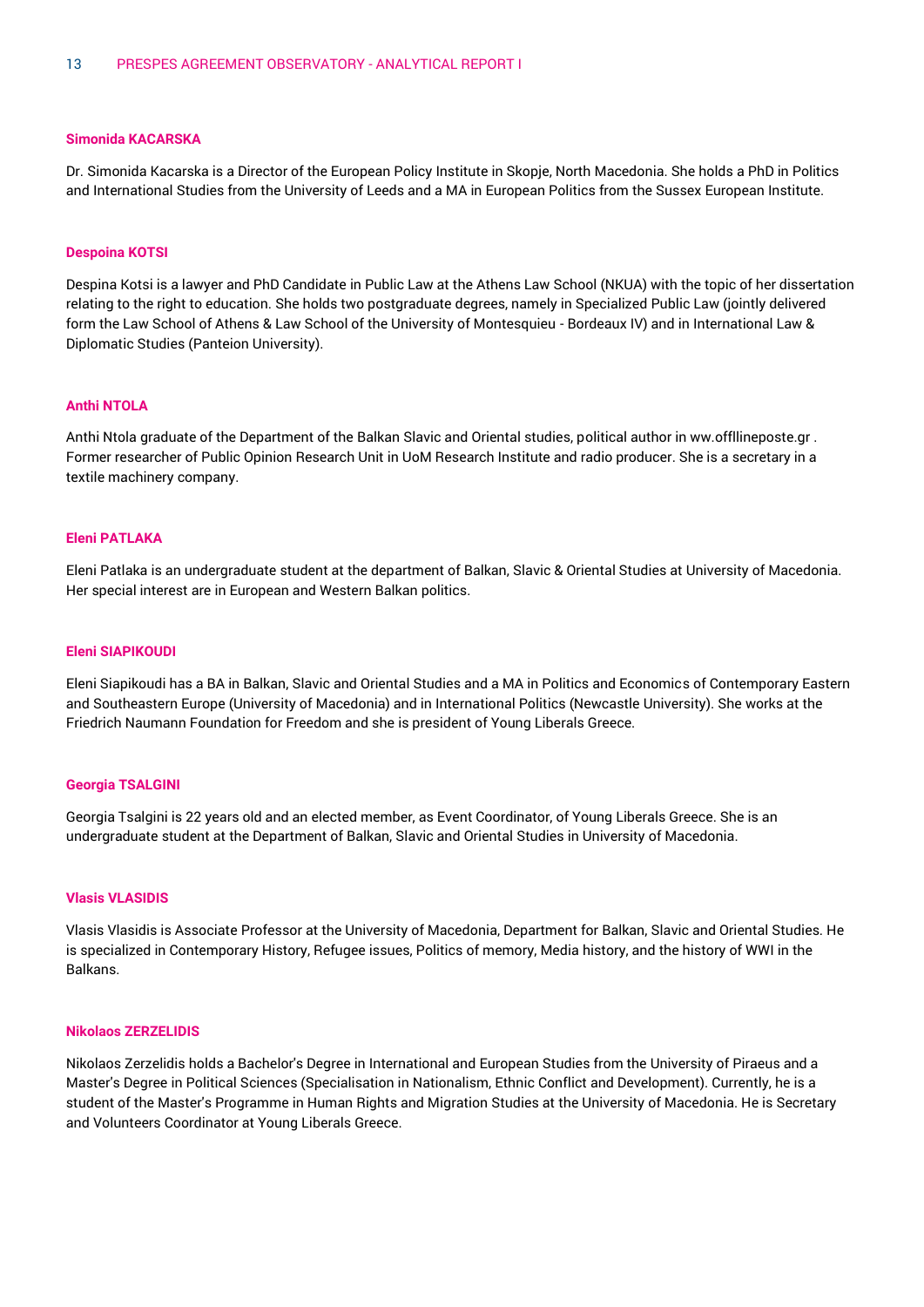#### Simonida KACARSKA

Dr. Simonida Kacarska is a Director of the European Policy Institute in Skopje, North Macedonia. She holds a PhD in Politics and International Studies from the University of Leeds and a MA in European Politics from the Sussex European Institute.

#### Despoina KOTSI

Despina Kotsi is a lawyer and PhD Candidate in Public Law at the Athens Law School (NKUA) with the topic of her dissertation relating to the right to education. She holds two postgraduate degrees, namely in Specialized Public Law (jointly delivered form the Law School of Athens & Law School of the University of Montesquieu - Bordeaux IV) and in International Law & Diplomatic Studies (Panteion University).

#### Anthi NTOLA

Anthi Ntola graduate of the Department of the Balkan Slavic and Oriental studies, political author in ww.offllineposte.gr . Former researcher of Public Opinion Research Unit in UoM Research Institute and radio producer. She is a secretary in a textile machinery company.

#### Eleni PATLAKA

Eleni Patlaka is an undergraduate student at the department of Balkan, Slavic & Oriental Studies at University of Macedonia. Her special interest are in European and Western Balkan politics.

#### Eleni SIAPIKOUDI

Eleni Siapikoudi has a BA in Balkan, Slavic and Oriental Studies and a MA in Politics and Economics of Contemporary Eastern and Southeastern Europe (University of Macedonia) and in International Politics (Newcastle University). She works at the Friedrich Naumann Foundation for Freedom and she is president of Young Liberals Greece.

#### Georgia TSALGINI

Georgia Tsalgini is 22 years old and an elected member, as Event Coordinator, of Young Liberals Greece. She is an undergraduate student at the Department of Balkan, Slavic and Oriental Studies in University of Macedonia.

#### Vlasis VLASIDIS

Vlasis Vlasidis is Associate Professor at the University of Macedonia, Department for Balkan, Slavic and Oriental Studies. He is specialized in Contemporary History, Refugee issues, Politics of memory, Media history, and the history of WWI in the Balkans.

#### Nikolaos ZERZELIDIS

Nikolaos Zerzelidis holds a Bachelor's Degree in International and European Studies from the University of Piraeus and a Master's Degree in Political Sciences (Specialisation in Nationalism, Ethnic Conflict and Development). Currently, he is a student of the Master's Programme in Human Rights and Migration Studies at the University of Macedonia. He is Secretary and Volunteers Coordinator at Young Liberals Greece.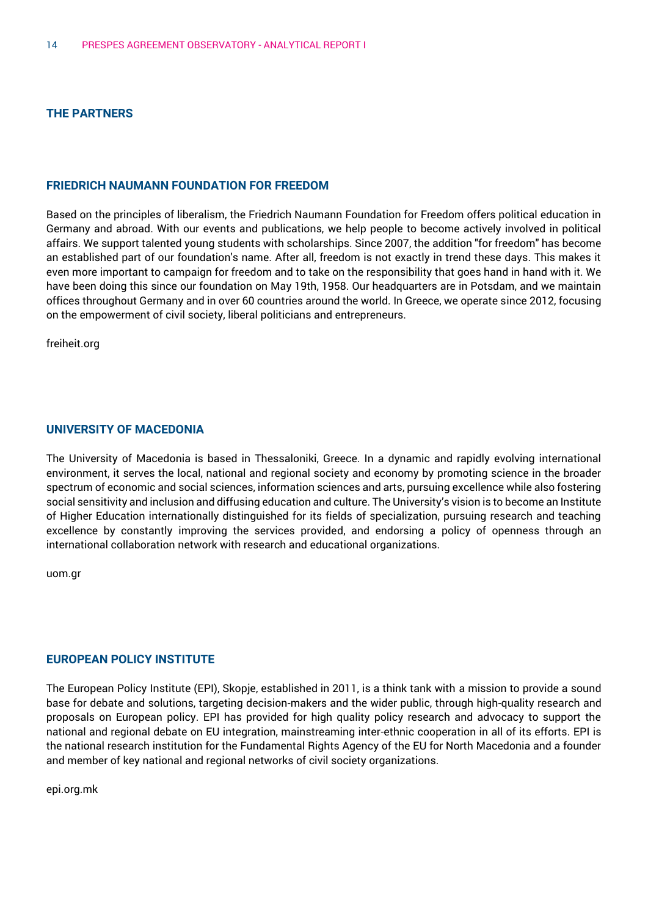## THE PARTNERS

### FRIEDRICH NAUMANN FOUNDATION FOR FREEDOM

Based on the principles of liberalism, the Friedrich Naumann Foundation for Freedom offers political education in Germany and abroad. With our events and publications, we help people to become actively involved in political affairs. We support talented young students with scholarships. Since 2007, the addition "for freedom" has become an established part of our foundation's name. After all, freedom is not exactly in trend these days. This makes it even more important to campaign for freedom and to take on the responsibility that goes hand in hand with it. We have been doing this since our foundation on May 19th, 1958. Our headquarters are in Potsdam, and we maintain offices throughout Germany and in over 60 countries around the world. In Greece, we operate since 2012, focusing on the empowerment of civil society, liberal politicians and entrepreneurs.

freiheit.org

### UNIVERSITY OF MACEDONIA

The University of Macedonia is based in Thessaloniki, Greece. In a dynamic and rapidly evolving international environment, it serves the local, national and regional society and economy by promoting science in the broader spectrum of economic and social sciences, information sciences and arts, pursuing excellence while also fostering social sensitivity and inclusion and diffusing education and culture. The University's vision is to become an Institute of Higher Education internationally distinguished for its fields of specialization, pursuing research and teaching excellence by constantly improving the services provided, and endorsing a policy of openness through an international collaboration network with research and educational organizations.

uom.gr

### EUROPEAN POLICY INSTITUTE

The European Policy Institute (EPI), Skopje, established in 2011, is a think tank with a mission to provide a sound base for debate and solutions, targeting decision-makers and the wider public, through high-quality research and proposals on European policy. EPI has provided for high quality policy research and advocacy to support the national and regional debate on EU integration, mainstreaming inter-ethnic cooperation in all of its efforts. EPI is the national research institution for the Fundamental Rights Agency of the EU for North Macedonia and a founder and member of key national and regional networks of civil society organizations.

epi.org.mk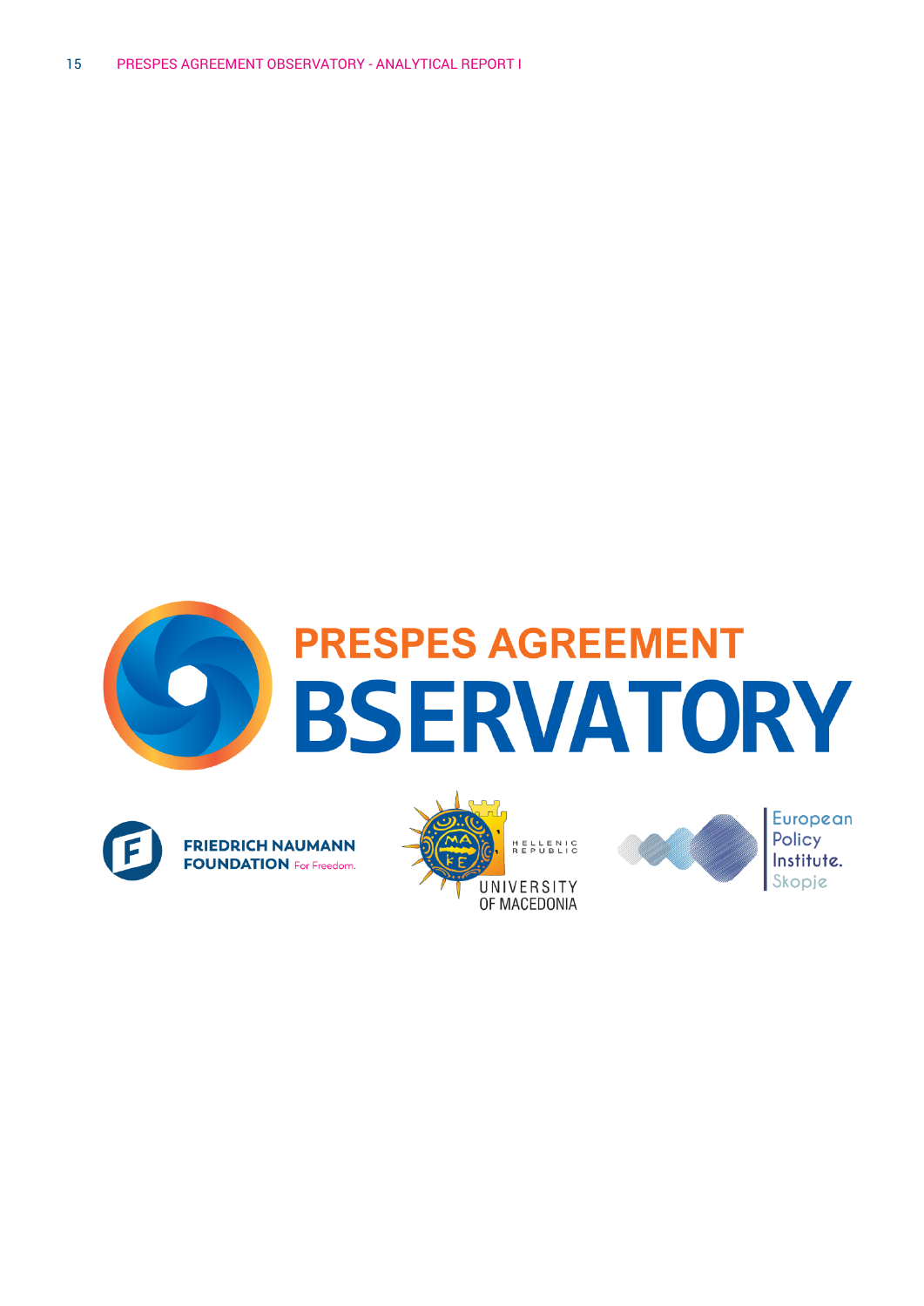PRESPES AGREEMENT
BSERVATORY

FRIEDRICH NAUMANN FOUNDATION For Freedom.

HELLENIC REPUBLIC
UNIVERSITY OF MACEDONIA

European Policy Institute. Skopje